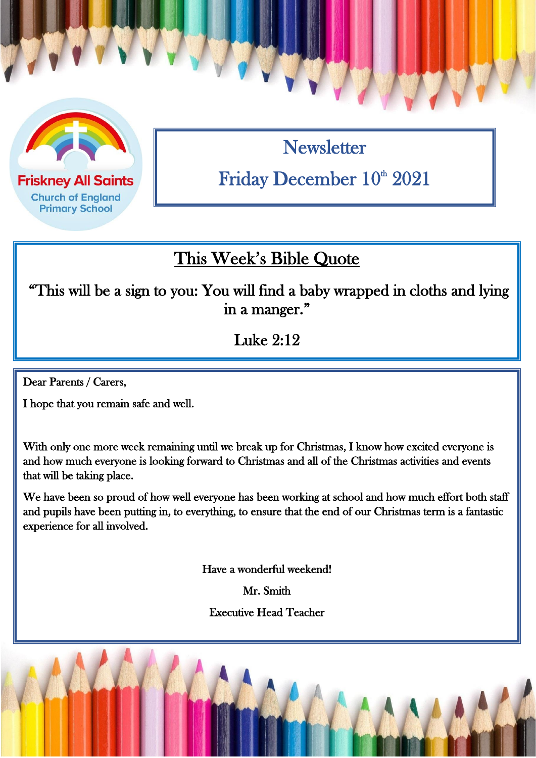Friskney All Saints
Church of England
Primary School

# Newsletter

## Friday December 10th 2021

## This Week's Bible Quote

"This will be a sign to you: You will find a baby wrapped in cloths and lying in a manger."

Luke 2:12

Dear Parents / Carers,

I hope that you remain safe and well.

With only one more week remaining until we break up for Christmas, I know how excited everyone is and how much everyone is looking forward to Christmas and all of the Christmas activities and events that will be taking place.

We have been so proud of how well everyone has been working at school and how much effort both staff and pupils have been putting in, to everything, to ensure that the end of our Christmas term is a fantastic experience for all involved.

Have a wonderful weekend!

Mr. Smith

Executive Head Teacher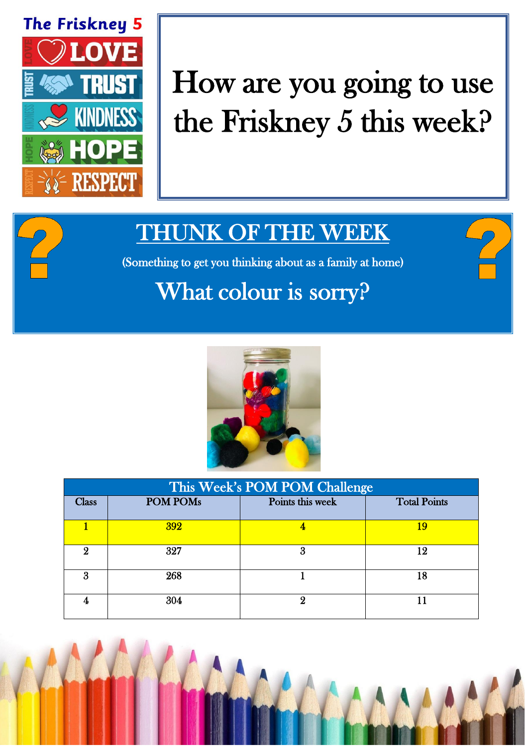**The Friskney 5**

- LOVE
- TRUST
- KINDNESS
- HOPE
- RESPECT

# How are you going to use the Friskney 5 this week?

## THUNK OF THE WEEK

(Something to get you thinking about as a family at home)

What colour is sorry?

| This Week's POM POM Challenge | | | |
|---|---|---|---|
| Class | POM POMs | Points this week | Total Points |
| 1 | 392 | 4 | 19 |
| 2 | 327 | 3 | 12 |
| 3 | 268 | 1 | 18 |
| 4 | 304 | 2 | 11 |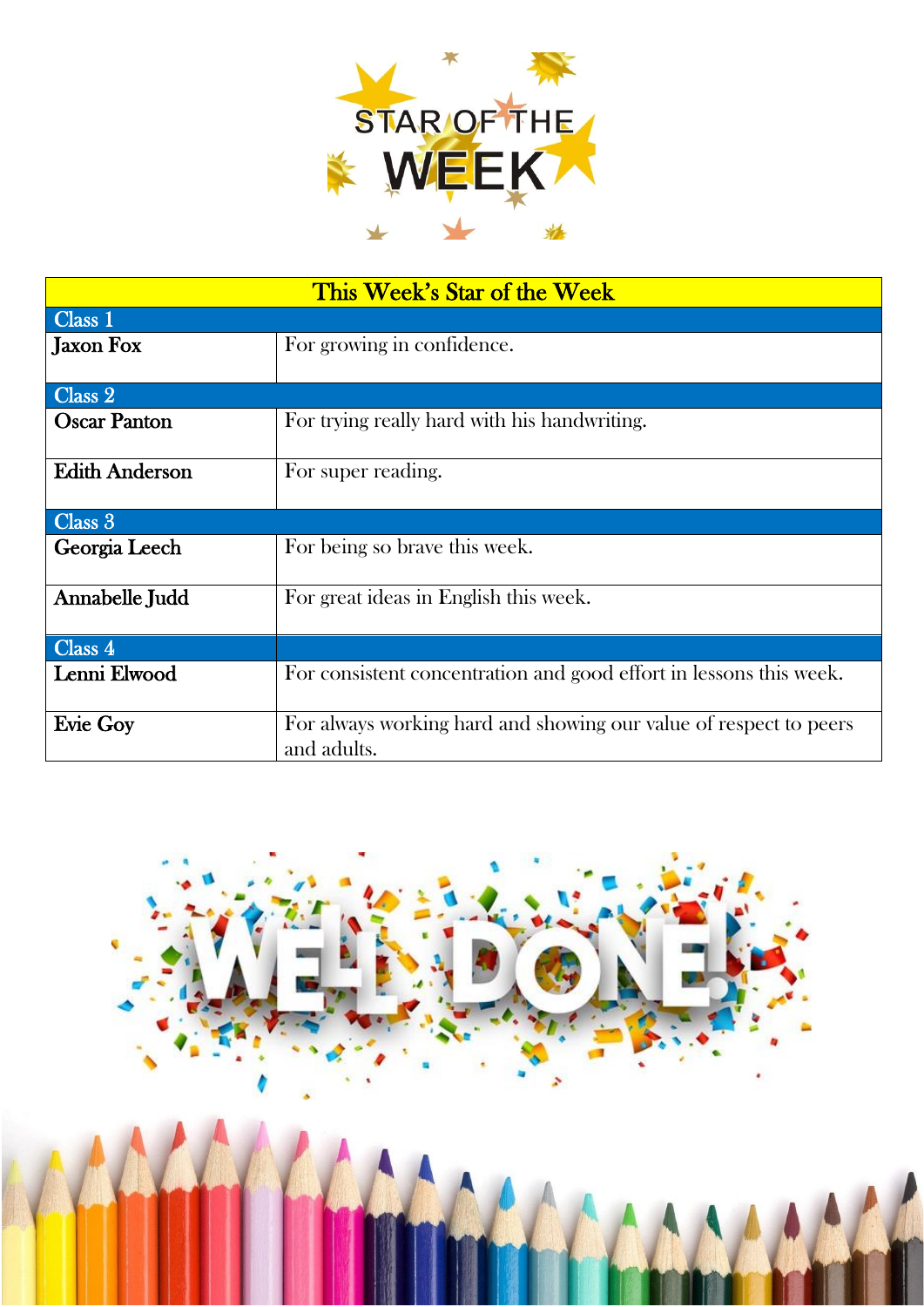# STAR OF THE WEEK

| This Week's Star of the Week | |
|---|---|
| **Class 1** | |
| **Jaxon Fox** | For growing in confidence. |
| **Class 2** | |
| **Oscar Panton** | For trying really hard with his handwriting. |
| **Edith Anderson** | For super reading. |
| **Class 3** | |
| **Georgia Leech** | For being so brave this week. |
| **Annabelle Judd** | For great ideas in English this week. |
| **Class 4** | |
| **Lenni Elwood** | For consistent concentration and good effort in lessons this week. |
| **Evie Goy** | For always working hard and showing our value of respect to peers and adults. |

WELL DONE!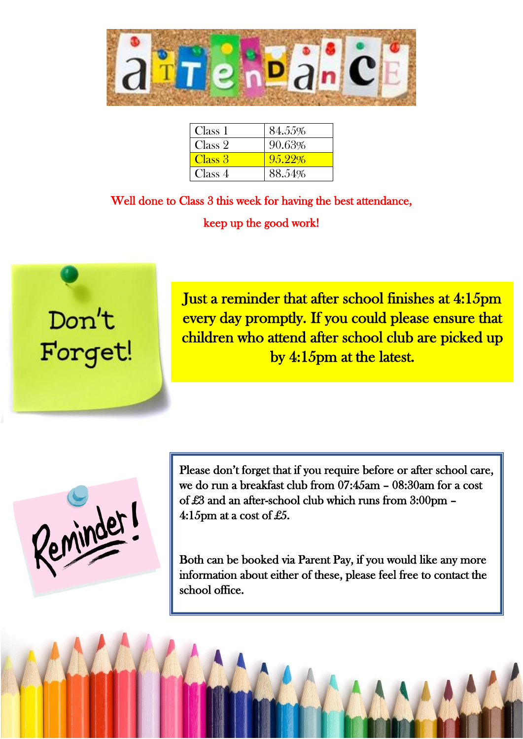# Attendance

| Class | Attendance |
| --- | --- |
| Class 1 | 84.55% |
| Class 2 | 90.63% |
| Class 3 | 95.22% |
| Class 4 | 88.54% |

Well done to Class 3 this week for having the best attendance,

keep up the good work!

Don't Forget!

Just a reminder that after school finishes at 4:15pm every day promptly. If you could please ensure that children who attend after school club are picked up by 4:15pm at the latest.

Reminder!

Please don't forget that if you require before or after school care, we do run a breakfast club from 07:45am – 08:30am for a cost of £3 and an after-school club which runs from 3:00pm – 4:15pm at a cost of £5.

Both can be booked via Parent Pay, if you would like any more information about either of these, please feel free to contact the school office.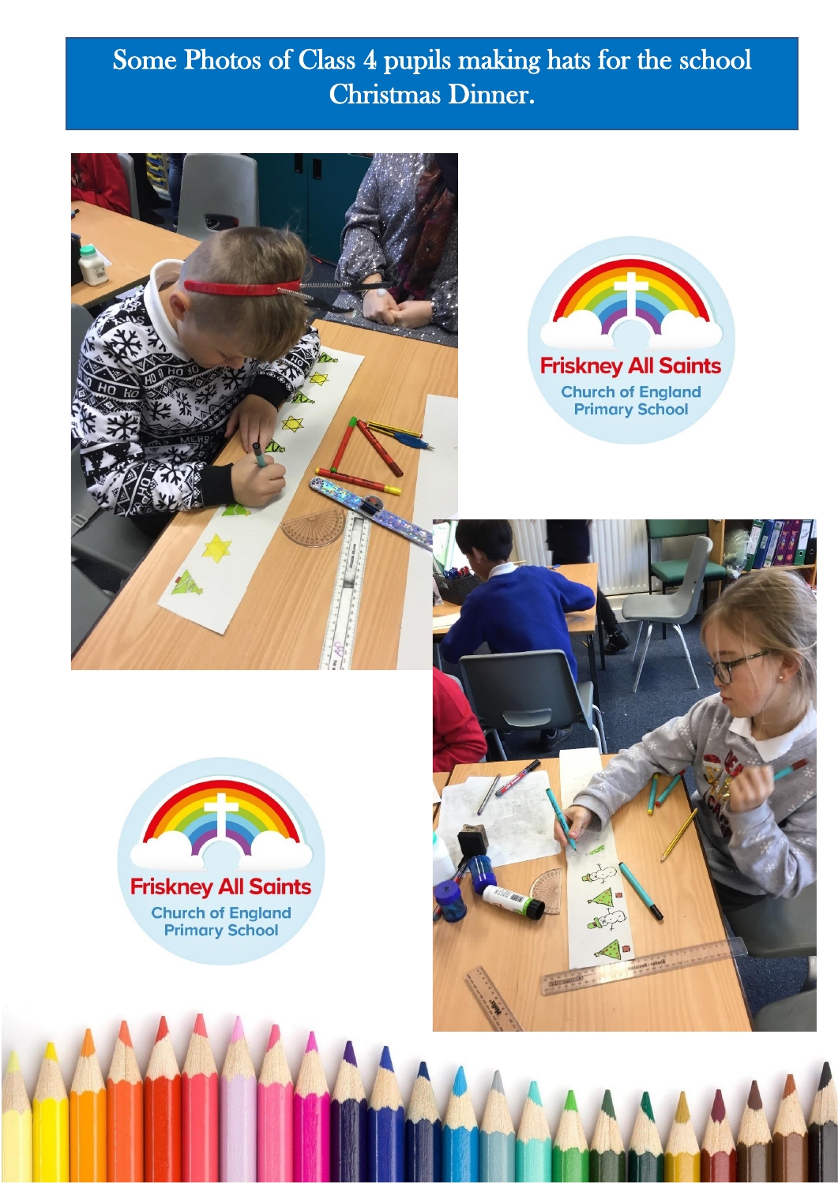# Some Photos of Class 4 pupils making hats for the school Christmas Dinner.

Friskney All Saints
Church of England
Primary School

Friskney All Saints
Church of England
Primary School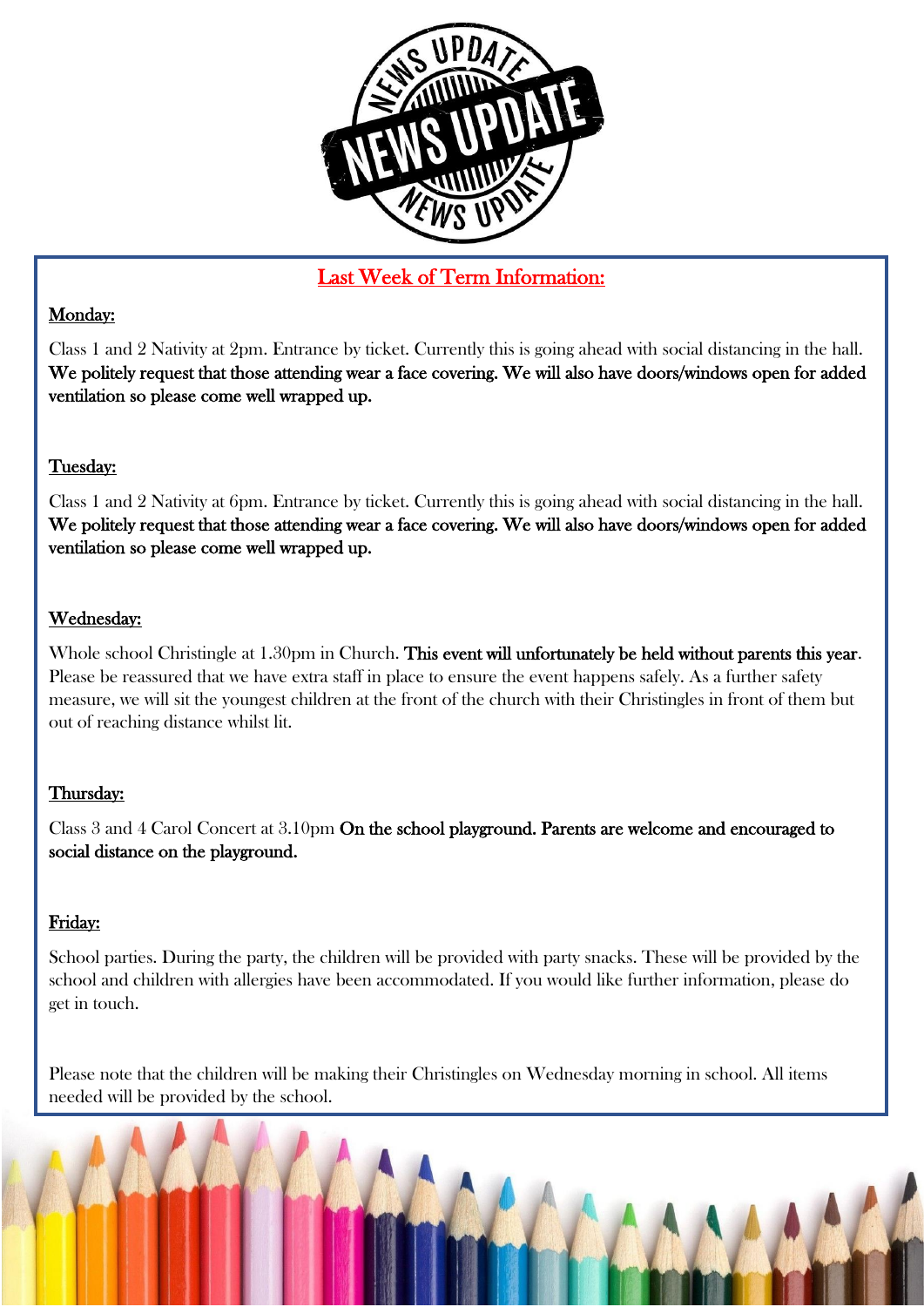# NEWS UPDATE

## Last Week of Term Information:

**Monday:**

Class 1 and 2 Nativity at 2pm. Entrance by ticket. Currently this is going ahead with social distancing in the hall. **We politely request that those attending wear a face covering. We will also have doors/windows open for added ventilation so please come well wrapped up.**

**Tuesday:**

Class 1 and 2 Nativity at 6pm. Entrance by ticket. Currently this is going ahead with social distancing in the hall. **We politely request that those attending wear a face covering. We will also have doors/windows open for added ventilation so please come well wrapped up.**

**Wednesday:**

Whole school Christingle at 1.30pm in Church. **This event will unfortunately be held without parents this year**. Please be reassured that we have extra staff in place to ensure the event happens safely. As a further safety measure, we will sit the youngest children at the front of the church with their Christingles in front of them but out of reaching distance whilst lit.

**Thursday:**

Class 3 and 4 Carol Concert at 3.10pm **On the school playground. Parents are welcome and encouraged to social distance on the playground.**

**Friday:**

School parties. During the party, the children will be provided with party snacks. These will be provided by the school and children with allergies have been accommodated. If you would like further information, please do get in touch.

Please note that the children will be making their Christingles on Wednesday morning in school. All items needed will be provided by the school.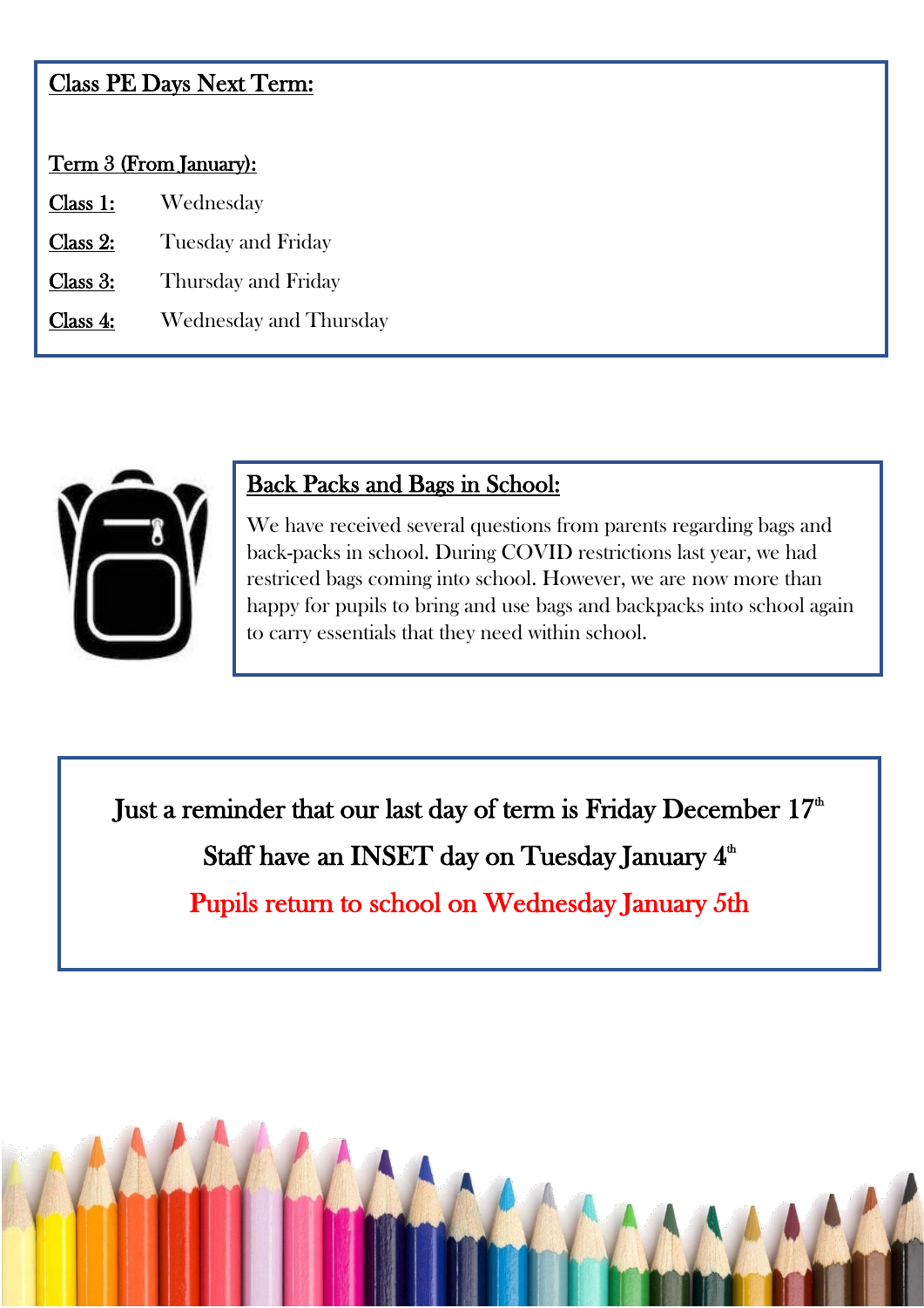## Class PE Days Next Term:

**Term 3 (From January):**

**Class 1:** Wednesday

**Class 2:** Tuesday and Friday

**Class 3:** Thursday and Friday

**Class 4:** Wednesday and Thursday

## Back Packs and Bags in School:

We have received several questions from parents regarding bags and back-packs in school. During COVID restrictions last year, we had restriced bags coming into school. However, we are now more than happy for pupils to bring and use bags and backpacks into school again to carry essentials that they need within school.

Just a reminder that our last day of term is Friday December 17th

Staff have an INSET day on Tuesday January 4th

Pupils return to school on Wednesday January 5th